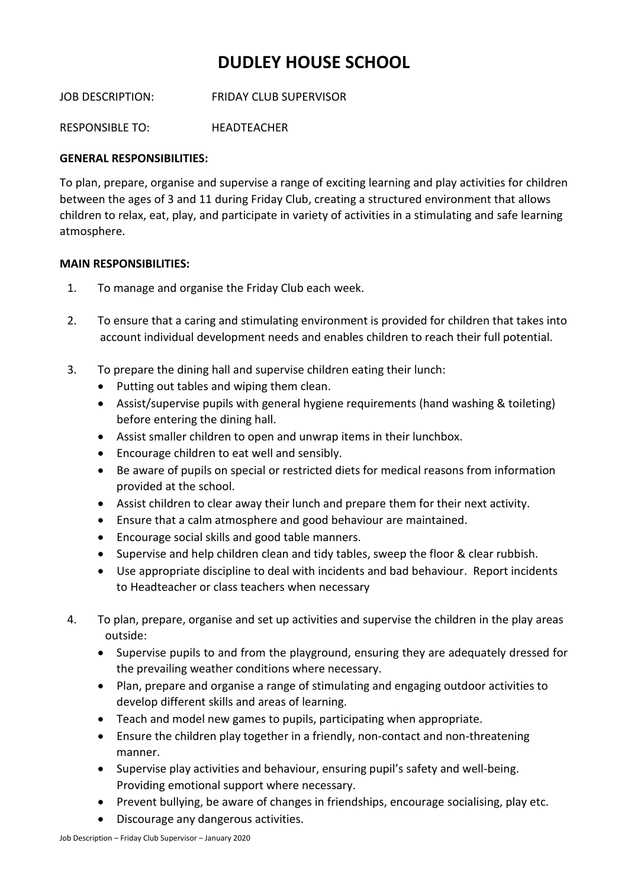# DUDLEY HOUSE SCHOOL

JOB DESCRIPTION: FRIDAY CLUB SUPERVISOR

RESPONSIBLE TO: HEADTEACHER

**GENERAL RESPONSIBILITIES:**

To plan, prepare, organise and supervise a range of exciting learning and play activities for children between the ages of 3 and 11 during Friday Club, creating a structured environment that allows children to relax, eat, play, and participate in variety of activities in a stimulating and safe learning atmosphere.

**MAIN RESPONSIBILITIES:**

1. To manage and organise the Friday Club each week.

2. To ensure that a caring and stimulating environment is provided for children that takes into account individual development needs and enables children to reach their full potential.

3. To prepare the dining hall and supervise children eating their lunch:
   - Putting out tables and wiping them clean.
   - Assist/supervise pupils with general hygiene requirements (hand washing & toileting) before entering the dining hall.
   - Assist smaller children to open and unwrap items in their lunchbox.
   - Encourage children to eat well and sensibly.
   - Be aware of pupils on special or restricted diets for medical reasons from information provided at the school.
   - Assist children to clear away their lunch and prepare them for their next activity.
   - Ensure that a calm atmosphere and good behaviour are maintained.
   - Encourage social skills and good table manners.
   - Supervise and help children clean and tidy tables, sweep the floor & clear rubbish.
   - Use appropriate discipline to deal with incidents and bad behaviour. Report incidents to Headteacher or class teachers when necessary

4. To plan, prepare, organise and set up activities and supervise the children in the play areas outside:
   - Supervise pupils to and from the playground, ensuring they are adequately dressed for the prevailing weather conditions where necessary.
   - Plan, prepare and organise a range of stimulating and engaging outdoor activities to develop different skills and areas of learning.
   - Teach and model new games to pupils, participating when appropriate.
   - Ensure the children play together in a friendly, non-contact and non-threatening manner.
   - Supervise play activities and behaviour, ensuring pupil's safety and well-being. Providing emotional support where necessary.
   - Prevent bullying, be aware of changes in friendships, encourage socialising, play etc.
   - Discourage any dangerous activities.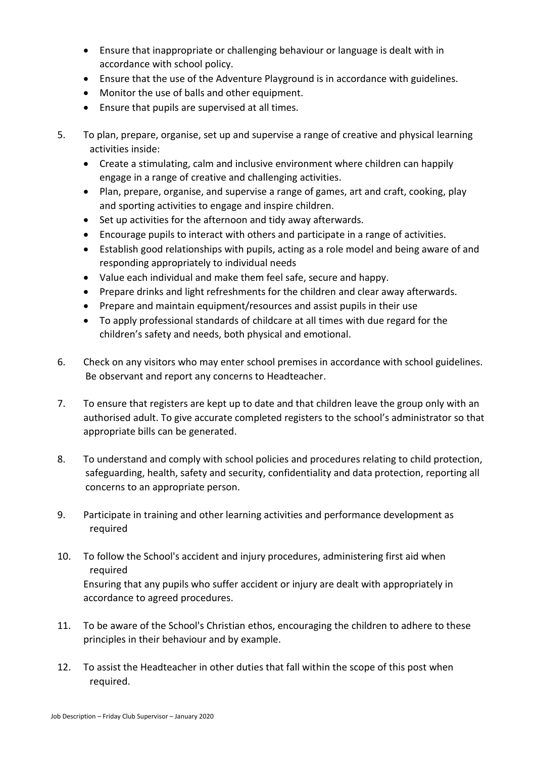- Ensure that inappropriate or challenging behaviour or language is dealt with in accordance with school policy.
- Ensure that the use of the Adventure Playground is in accordance with guidelines.
- Monitor the use of balls and other equipment.
- Ensure that pupils are supervised at all times.

5. To plan, prepare, organise, set up and supervise a range of creative and physical learning activities inside:
   - Create a stimulating, calm and inclusive environment where children can happily engage in a range of creative and challenging activities.
   - Plan, prepare, organise, and supervise a range of games, art and craft, cooking, play and sporting activities to engage and inspire children.
   - Set up activities for the afternoon and tidy away afterwards.
   - Encourage pupils to interact with others and participate in a range of activities.
   - Establish good relationships with pupils, acting as a role model and being aware of and responding appropriately to individual needs
   - Value each individual and make them feel safe, secure and happy.
   - Prepare drinks and light refreshments for the children and clear away afterwards.
   - Prepare and maintain equipment/resources and assist pupils in their use
   - To apply professional standards of childcare at all times with due regard for the children's safety and needs, both physical and emotional.

6. Check on any visitors who may enter school premises in accordance with school guidelines. Be observant and report any concerns to Headteacher.

7. To ensure that registers are kept up to date and that children leave the group only with an authorised adult. To give accurate completed registers to the school's administrator so that appropriate bills can be generated.

8. To understand and comply with school policies and procedures relating to child protection, safeguarding, health, safety and security, confidentiality and data protection, reporting all concerns to an appropriate person.

9. Participate in training and other learning activities and performance development as required

10. To follow the School's accident and injury procedures, administering first aid when required
    Ensuring that any pupils who suffer accident or injury are dealt with appropriately in accordance to agreed procedures.

11. To be aware of the School's Christian ethos, encouraging the children to adhere to these principles in their behaviour and by example.

12. To assist the Headteacher in other duties that fall within the scope of this post when required.